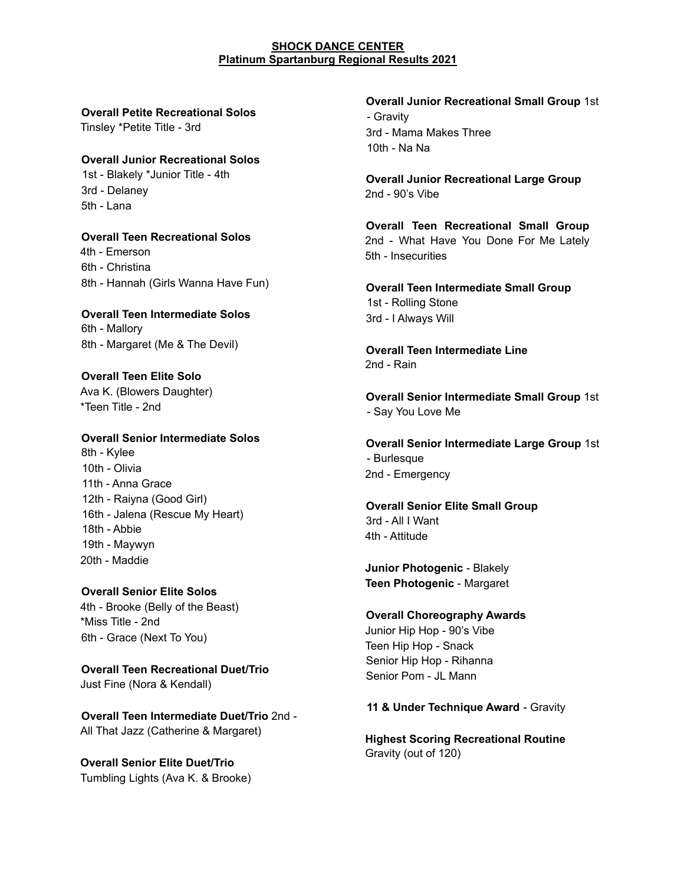**SHOCK DANCE CENTER**
**Platinum Spartanburg Regional Results 2021**

**Overall Petite Recreational Solos**
Tinsley *Petite Title - 3rd

**Overall Junior Recreational Solos**
1st - Blakely *Junior Title - 4th
3rd - Delaney
5th - Lana

**Overall Teen Recreational Solos**
4th - Emerson
6th - Christina
8th - Hannah (Girls Wanna Have Fun)

**Overall Teen Intermediate Solos**
6th - Mallory
8th - Margaret (Me & The Devil)

**Overall Teen Elite Solo**
Ava K. (Blowers Daughter)
*Teen Title - 2nd

**Overall Senior Intermediate Solos**
8th - Kylee
10th - Olivia
11th - Anna Grace
12th - Raiyna (Good Girl)
16th - Jalena (Rescue My Heart)
18th - Abbie
19th - Maywyn
20th - Maddie

**Overall Senior Elite Solos**
4th - Brooke (Belly of the Beast)
*Miss Title - 2nd
6th - Grace (Next To You)

**Overall Teen Recreational Duet/Trio**
Just Fine (Nora & Kendall)

**Overall Teen Intermediate Duet/Trio** 2nd - All That Jazz (Catherine & Margaret)

**Overall Senior Elite Duet/Trio**
Tumbling Lights (Ava K. & Brooke)

**Overall Junior Recreational Small Group** 1st - Gravity
3rd - Mama Makes Three
10th - Na Na

**Overall Junior Recreational Large Group**
2nd - 90's Vibe

**Overall Teen Recreational Small Group**
2nd - What Have You Done For Me Lately
5th - Insecurities

**Overall Teen Intermediate Small Group**
1st - Rolling Stone
3rd - I Always Will

**Overall Teen Intermediate Line**
2nd - Rain

**Overall Senior Intermediate Small Group** 1st - Say You Love Me

**Overall Senior Intermediate Large Group** 1st - Burlesque
2nd - Emergency

**Overall Senior Elite Small Group**
3rd - All I Want
4th - Attitude

**Junior Photogenic** - Blakely
**Teen Photogenic** - Margaret

**Overall Choreography Awards**
Junior Hip Hop - 90's Vibe
Teen Hip Hop - Snack
Senior Hip Hop - Rihanna
Senior Pom - JL Mann

**11 & Under Technique Award** - Gravity

**Highest Scoring Recreational Routine**
Gravity (out of 120)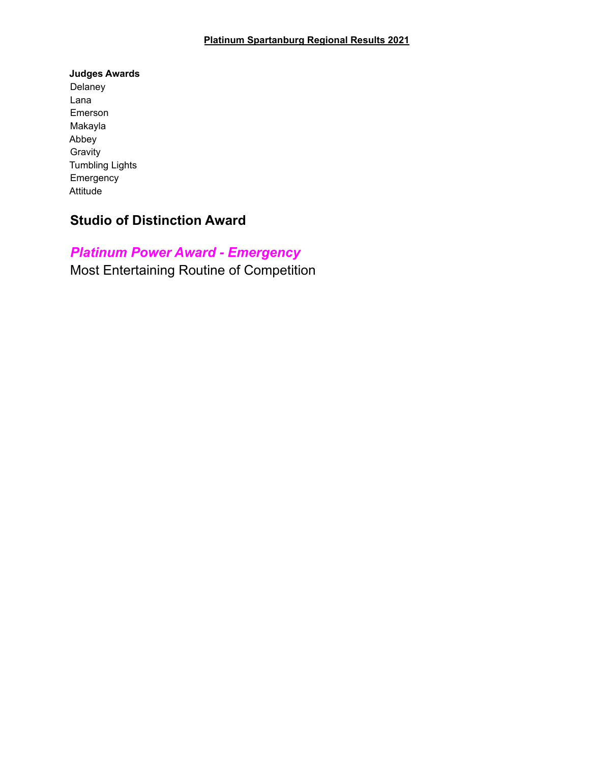**Platinum Spartanburg Regional Results 2021**

**Judges Awards**

Delaney
Lana
Emerson
Makayla
Abbey
Gravity
Tumbling Lights
Emergency
Attitude

## Studio of Distinction Award

## *Platinum Power Award - Emergency*

Most Entertaining Routine of Competition